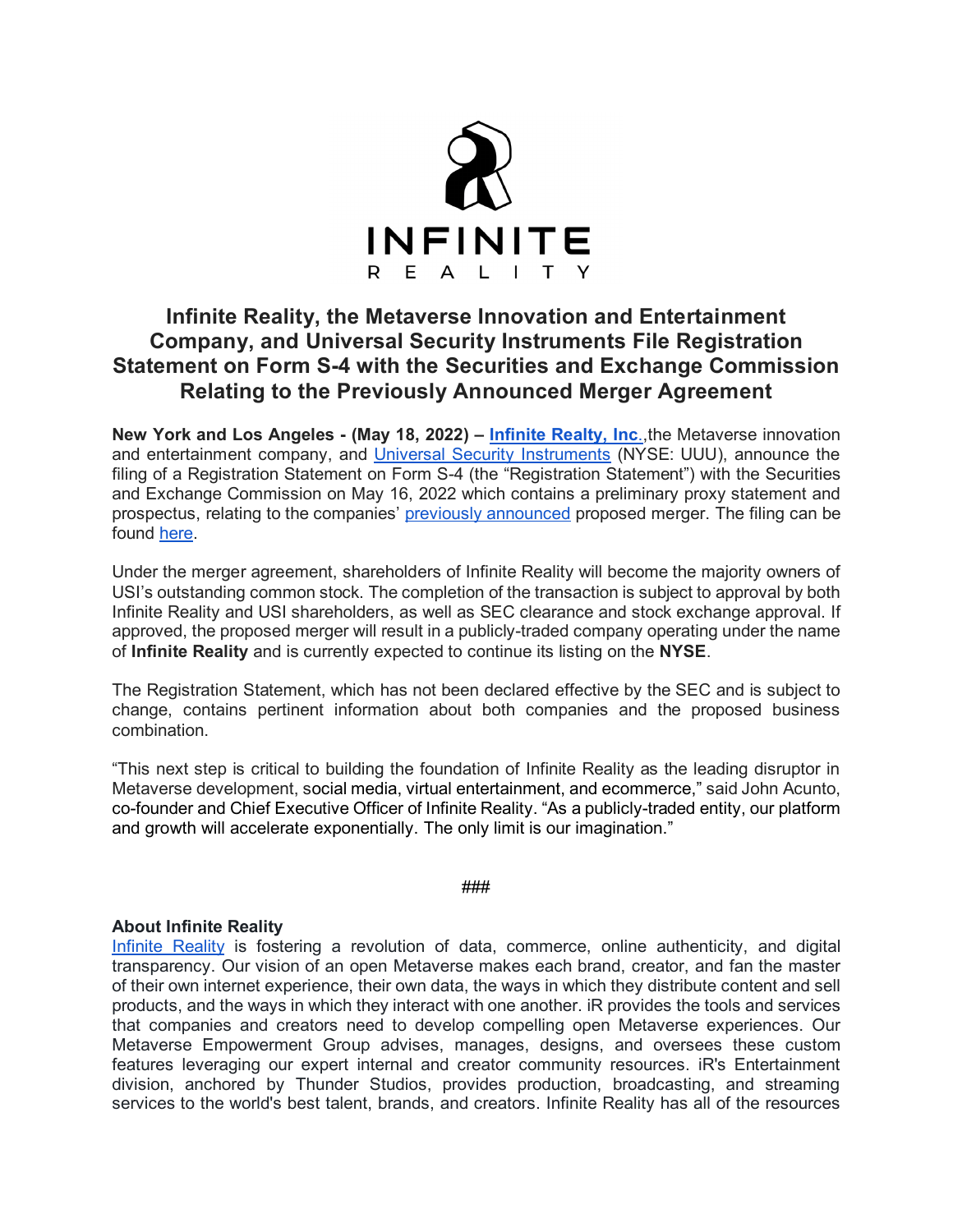INFINITE
R E A L I T Y

# Infinite Reality, the Metaverse Innovation and Entertainment Company, and Universal Security Instruments File Registration Statement on Form S-4 with the Securities and Exchange Commission Relating to the Previously Announced Merger Agreement

**New York and Los Angeles - (May 18, 2022) – Infinite Realty, Inc.**,the Metaverse innovation and entertainment company, and Universal Security Instruments (NYSE: UUU), announce the filing of a Registration Statement on Form S-4 (the "Registration Statement") with the Securities and Exchange Commission on May 16, 2022 which contains a preliminary proxy statement and prospectus, relating to the companies' previously announced proposed merger. The filing can be found here.

Under the merger agreement, shareholders of Infinite Reality will become the majority owners of USI's outstanding common stock. The completion of the transaction is subject to approval by both Infinite Reality and USI shareholders, as well as SEC clearance and stock exchange approval. If approved, the proposed merger will result in a publicly-traded company operating under the name of **Infinite Reality** and is currently expected to continue its listing on the **NYSE**.

The Registration Statement, which has not been declared effective by the SEC and is subject to change, contains pertinent information about both companies and the proposed business combination.

"This next step is critical to building the foundation of Infinite Reality as the leading disruptor in Metaverse development, social media, virtual entertainment, and ecommerce," said John Acunto, co-founder and Chief Executive Officer of Infinite Reality. "As a publicly-traded entity, our platform and growth will accelerate exponentially. The only limit is our imagination."

###

**About Infinite Reality**

Infinite Reality is fostering a revolution of data, commerce, online authenticity, and digital transparency. Our vision of an open Metaverse makes each brand, creator, and fan the master of their own internet experience, their own data, the ways in which they distribute content and sell products, and the ways in which they interact with one another. iR provides the tools and services that companies and creators need to develop compelling open Metaverse experiences. Our Metaverse Empowerment Group advises, manages, designs, and oversees these custom features leveraging our expert internal and creator community resources. iR's Entertainment division, anchored by Thunder Studios, provides production, broadcasting, and streaming services to the world's best talent, brands, and creators. Infinite Reality has all of the resources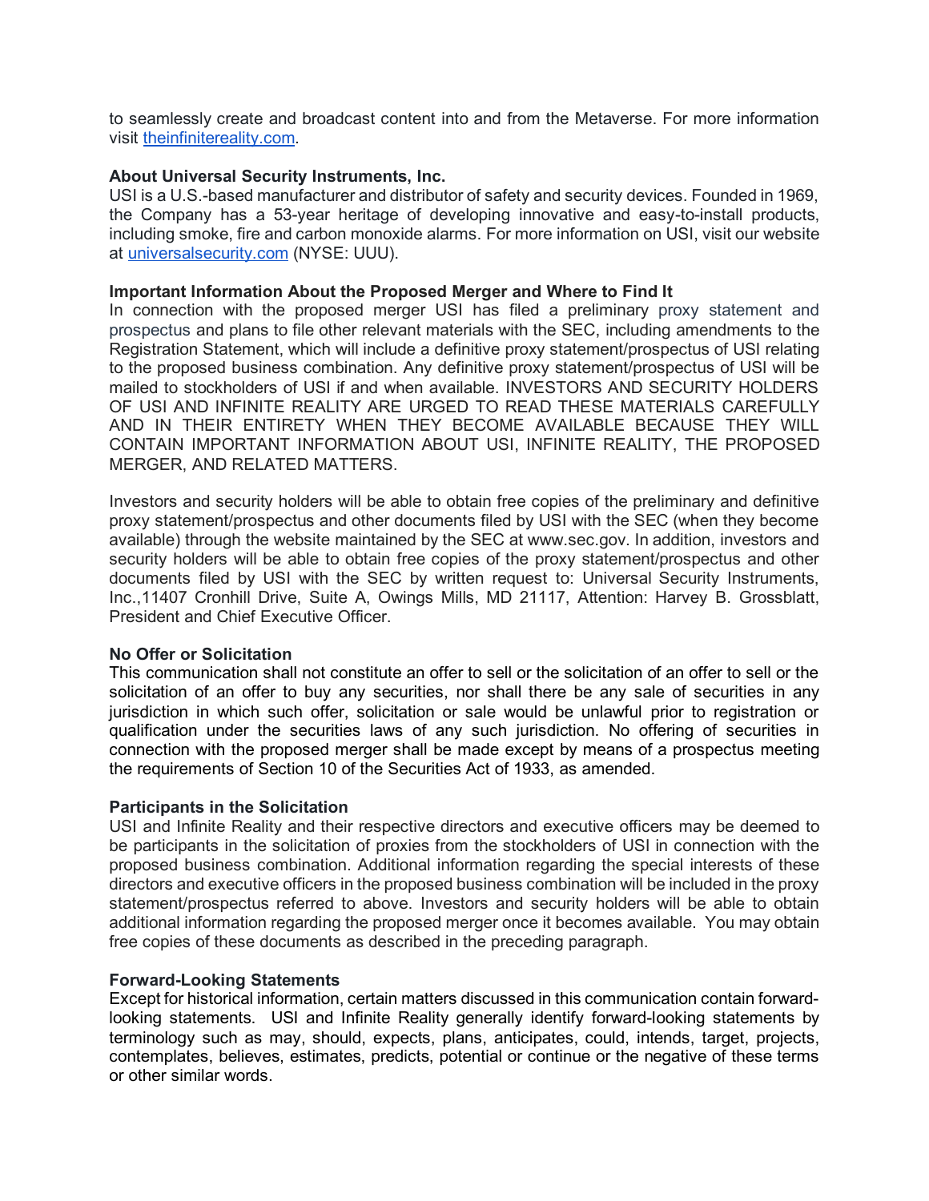to seamlessly create and broadcast content into and from the Metaverse. For more information visit [theinfinitereality.com](theinfinitereality.com).

**About Universal Security Instruments, Inc.**
USI is a U.S.-based manufacturer and distributor of safety and security devices. Founded in 1969, the Company has a 53-year heritage of developing innovative and easy-to-install products, including smoke, fire and carbon monoxide alarms. For more information on USI, visit our website at [universalsecurity.com](universalsecurity.com) (NYSE: UUU).

**Important Information About the Proposed Merger and Where to Find It**
In connection with the proposed merger USI has filed a preliminary proxy statement and prospectus and plans to file other relevant materials with the SEC, including amendments to the Registration Statement, which will include a definitive proxy statement/prospectus of USI relating to the proposed business combination. Any definitive proxy statement/prospectus of USI will be mailed to stockholders of USI if and when available. INVESTORS AND SECURITY HOLDERS OF USI AND INFINITE REALITY ARE URGED TO READ THESE MATERIALS CAREFULLY AND IN THEIR ENTIRETY WHEN THEY BECOME AVAILABLE BECAUSE THEY WILL CONTAIN IMPORTANT INFORMATION ABOUT USI, INFINITE REALITY, THE PROPOSED MERGER, AND RELATED MATTERS.

Investors and security holders will be able to obtain free copies of the preliminary and definitive proxy statement/prospectus and other documents filed by USI with the SEC (when they become available) through the website maintained by the SEC at www.sec.gov. In addition, investors and security holders will be able to obtain free copies of the proxy statement/prospectus and other documents filed by USI with the SEC by written request to: Universal Security Instruments, Inc.,11407 Cronhill Drive, Suite A, Owings Mills, MD 21117, Attention: Harvey B. Grossblatt, President and Chief Executive Officer.

**No Offer or Solicitation**
This communication shall not constitute an offer to sell or the solicitation of an offer to sell or the solicitation of an offer to buy any securities, nor shall there be any sale of securities in any jurisdiction in which such offer, solicitation or sale would be unlawful prior to registration or qualification under the securities laws of any such jurisdiction. No offering of securities in connection with the proposed merger shall be made except by means of a prospectus meeting the requirements of Section 10 of the Securities Act of 1933, as amended.

**Participants in the Solicitation**
USI and Infinite Reality and their respective directors and executive officers may be deemed to be participants in the solicitation of proxies from the stockholders of USI in connection with the proposed business combination. Additional information regarding the special interests of these directors and executive officers in the proposed business combination will be included in the proxy statement/prospectus referred to above. Investors and security holders will be able to obtain additional information regarding the proposed merger once it becomes available. You may obtain free copies of these documents as described in the preceding paragraph.

**Forward-Looking Statements**
Except for historical information, certain matters discussed in this communication contain forward-looking statements. USI and Infinite Reality generally identify forward-looking statements by terminology such as may, should, expects, plans, anticipates, could, intends, target, projects, contemplates, believes, estimates, predicts, potential or continue or the negative of these terms or other similar words.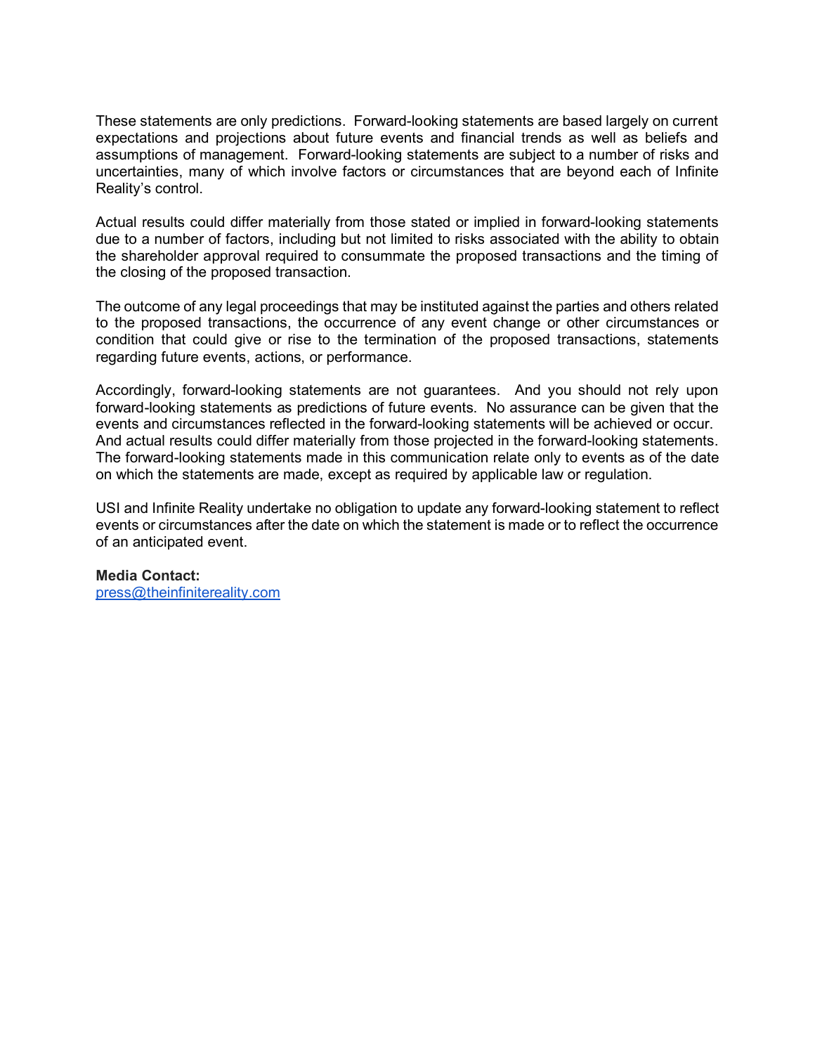These statements are only predictions. Forward-looking statements are based largely on current expectations and projections about future events and financial trends as well as beliefs and assumptions of management. Forward-looking statements are subject to a number of risks and uncertainties, many of which involve factors or circumstances that are beyond each of Infinite Reality's control.

Actual results could differ materially from those stated or implied in forward-looking statements due to a number of factors, including but not limited to risks associated with the ability to obtain the shareholder approval required to consummate the proposed transactions and the timing of the closing of the proposed transaction.

The outcome of any legal proceedings that may be instituted against the parties and others related to the proposed transactions, the occurrence of any event change or other circumstances or condition that could give or rise to the termination of the proposed transactions, statements regarding future events, actions, or performance.

Accordingly, forward-looking statements are not guarantees. And you should not rely upon forward-looking statements as predictions of future events. No assurance can be given that the events and circumstances reflected in the forward-looking statements will be achieved or occur. And actual results could differ materially from those projected in the forward-looking statements. The forward-looking statements made in this communication relate only to events as of the date on which the statements are made, except as required by applicable law or regulation.

USI and Infinite Reality undertake no obligation to update any forward-looking statement to reflect events or circumstances after the date on which the statement is made or to reflect the occurrence of an anticipated event.

**Media Contact:**
press@theinfinitereality.com